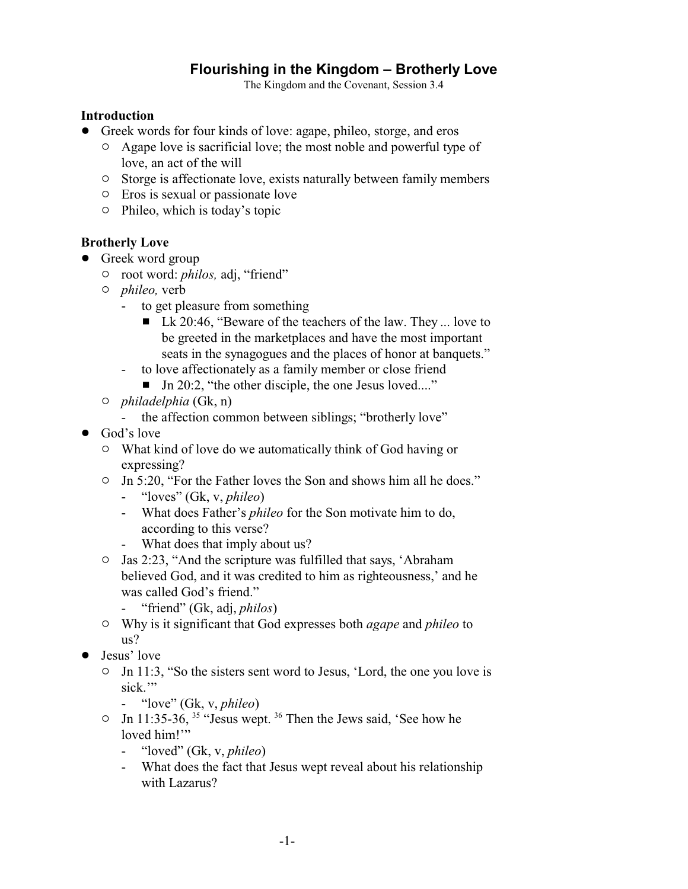# Flourishing in the Kingdom – Brotherly Love

The Kingdom and the Covenant, Session 3.4

## Introduction

- Greek words for four kinds of love: agape, phileo, storge, and eros
  - Agape love is sacrificial love; the most noble and powerful type of love, an act of the will
  - Storge is affectionate love, exists naturally between family members
  - Eros is sexual or passionate love
  - Phileo, which is today's topic

## Brotherly Love

- Greek word group
  - root word: *philos,* adj, "friend"
  - *phileo,* verb
    - to get pleasure from something
      - Lk 20:46, "Beware of the teachers of the law. They ... love to be greeted in the marketplaces and have the most important seats in the synagogues and the places of honor at banquets."
    - to love affectionately as a family member or close friend
      - Jn 20:2, "the other disciple, the one Jesus loved...."
  - *philadelphia* (Gk, n)
    - the affection common between siblings; "brotherly love"
- God's love
  - What kind of love do we automatically think of God having or expressing?
  - Jn 5:20, "For the Father loves the Son and shows him all he does."
    - "loves" (Gk, v, *phileo*)
    - What does Father's *phileo* for the Son motivate him to do, according to this verse?
    - What does that imply about us?
  - Jas 2:23, "And the scripture was fulfilled that says, 'Abraham believed God, and it was credited to him as righteousness,' and he was called God's friend."
    - "friend" (Gk, adj, *philos*)
  - Why is it significant that God expresses both *agape* and *phileo* to us?
- Jesus' love
  - Jn 11:3, "So the sisters sent word to Jesus, 'Lord, the one you love is sick.'"
    - "love" (Gk, v, *phileo*)
  - Jn 11:35-36, [35] "Jesus wept. [36] Then the Jews said, 'See how he loved him!'"
    - "loved" (Gk, v, *phileo*)
    - What does the fact that Jesus wept reveal about his relationship with Lazarus?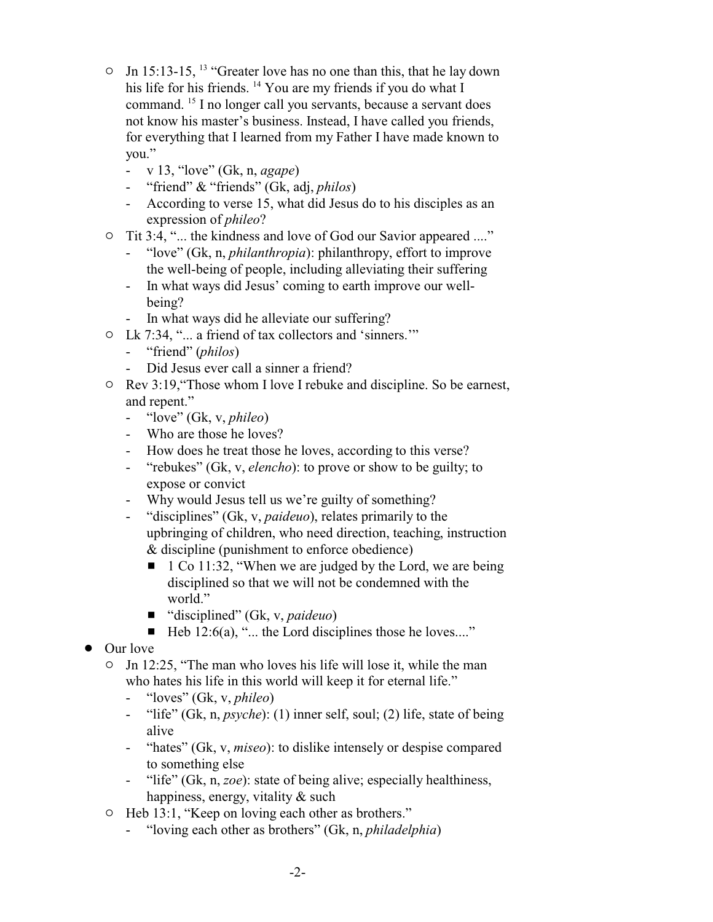- Jn 15:13-15, [13] "Greater love has no one than this, that he lay down his life for his friends. [14] You are my friends if you do what I command. [15] I no longer call you servants, because a servant does not know his master's business. Instead, I have called you friends, for everything that I learned from my Father I have made known to you."
  - v 13, "love" (Gk, n, *agape*)
  - "friend" & "friends" (Gk, adj, *philos*)
  - According to verse 15, what did Jesus do to his disciples as an expression of *phileo*?
- Tit 3:4, "... the kindness and love of God our Savior appeared ...."
  - "love" (Gk, n, *philanthropia*): philanthropy, effort to improve the well-being of people, including alleviating their suffering
  - In what ways did Jesus' coming to earth improve our well-being?
  - In what ways did he alleviate our suffering?
- Lk 7:34, "... a friend of tax collectors and 'sinners.'"
  - "friend" (*philos*)
  - Did Jesus ever call a sinner a friend?
- Rev 3:19,"Those whom I love I rebuke and discipline. So be earnest, and repent."
  - "love" (Gk, v, *phileo*)
  - Who are those he loves?
  - How does he treat those he loves, according to this verse?
  - "rebukes" (Gk, v, *elencho*): to prove or show to be guilty; to expose or convict
  - Why would Jesus tell us we're guilty of something?
  - "disciplines" (Gk, v, *paideuo*), relates primarily to the upbringing of children, who need direction, teaching, instruction & discipline (punishment to enforce obedience)
    - 1 Co 11:32, "When we are judged by the Lord, we are being disciplined so that we will not be condemned with the world."
    - "disciplined" (Gk, v, *paideuo*)
    - Heb 12:6(a), "... the Lord disciplines those he loves...."

- Our love
  - Jn 12:25, "The man who loves his life will lose it, while the man who hates his life in this world will keep it for eternal life."
    - "loves" (Gk, v, *phileo*)
    - "life" (Gk, n, *psyche*): (1) inner self, soul; (2) life, state of being alive
    - "hates" (Gk, v, *miseo*): to dislike intensely or despise compared to something else
    - "life" (Gk, n, *zoe*): state of being alive; especially healthiness, happiness, energy, vitality & such
  - Heb 13:1, "Keep on loving each other as brothers."
    - "loving each other as brothers" (Gk, n, *philadelphia*)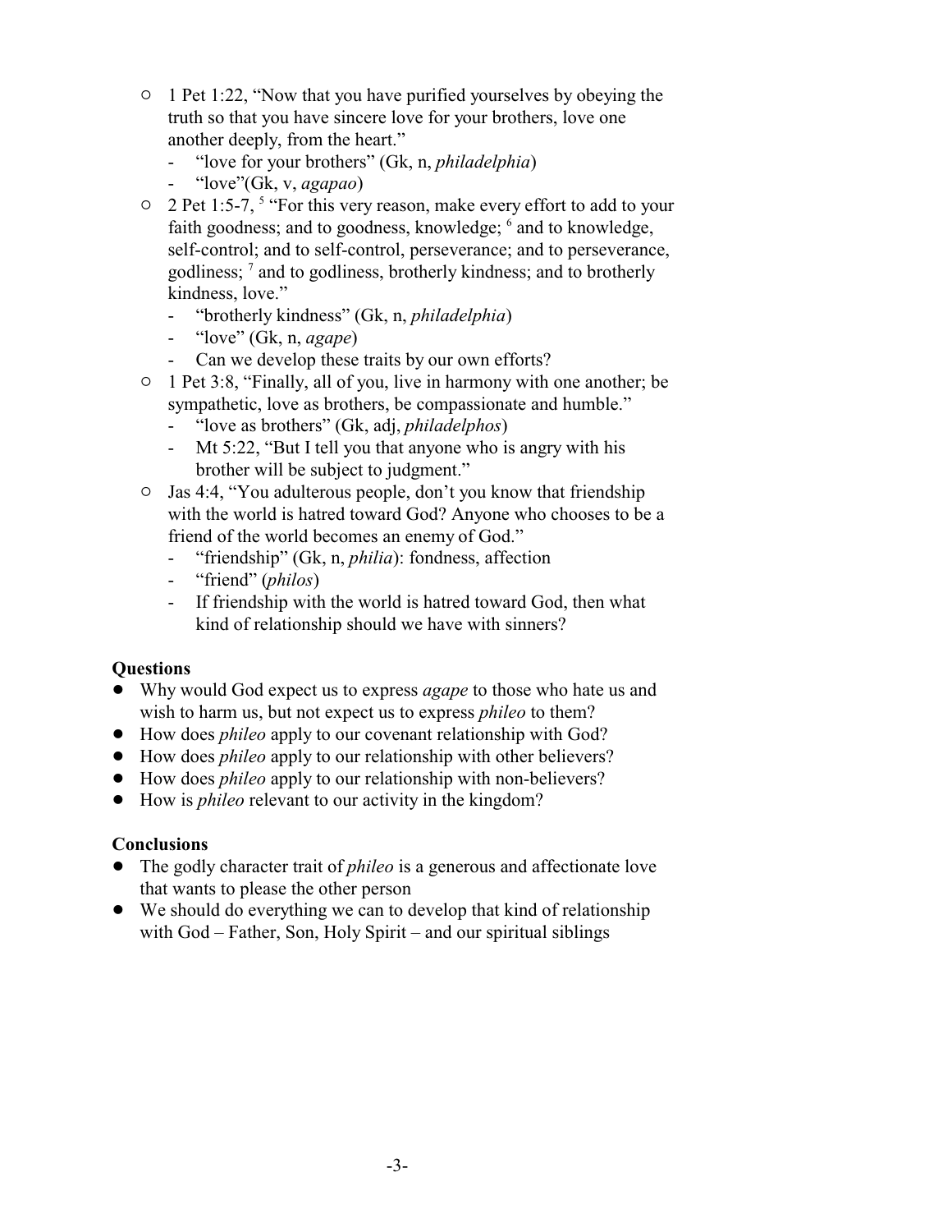- 1 Pet 1:22, "Now that you have purified yourselves by obeying the truth so that you have sincere love for your brothers, love one another deeply, from the heart."
  - "love for your brothers" (Gk, n, *philadelphia*)
  - "love"(Gk, v, *agapao*)
- 2 Pet 1:5-7, [5] "For this very reason, make every effort to add to your faith goodness; and to goodness, knowledge; [6] and to knowledge, self-control; and to self-control, perseverance; and to perseverance, godliness; [7] and to godliness, brotherly kindness; and to brotherly kindness, love."
  - "brotherly kindness" (Gk, n, *philadelphia*)
  - "love" (Gk, n, *agape*)
  - Can we develop these traits by our own efforts?
- 1 Pet 3:8, "Finally, all of you, live in harmony with one another; be sympathetic, love as brothers, be compassionate and humble."
  - "love as brothers" (Gk, adj, *philadelphos*)
  - Mt 5:22, "But I tell you that anyone who is angry with his brother will be subject to judgment."
- Jas 4:4, "You adulterous people, don't you know that friendship with the world is hatred toward God? Anyone who chooses to be a friend of the world becomes an enemy of God."
  - "friendship" (Gk, n, *philia*): fondness, affection
  - "friend" (*philos*)
  - If friendship with the world is hatred toward God, then what kind of relationship should we have with sinners?

**Questions**

- Why would God expect us to express *agape* to those who hate us and wish to harm us, but not expect us to express *phileo* to them?
- How does *phileo* apply to our covenant relationship with God?
- How does *phileo* apply to our relationship with other believers?
- How does *phileo* apply to our relationship with non-believers?
- How is *phileo* relevant to our activity in the kingdom?

**Conclusions**

- The godly character trait of *phileo* is a generous and affectionate love that wants to please the other person
- We should do everything we can to develop that kind of relationship with God – Father, Son, Holy Spirit – and our spiritual siblings